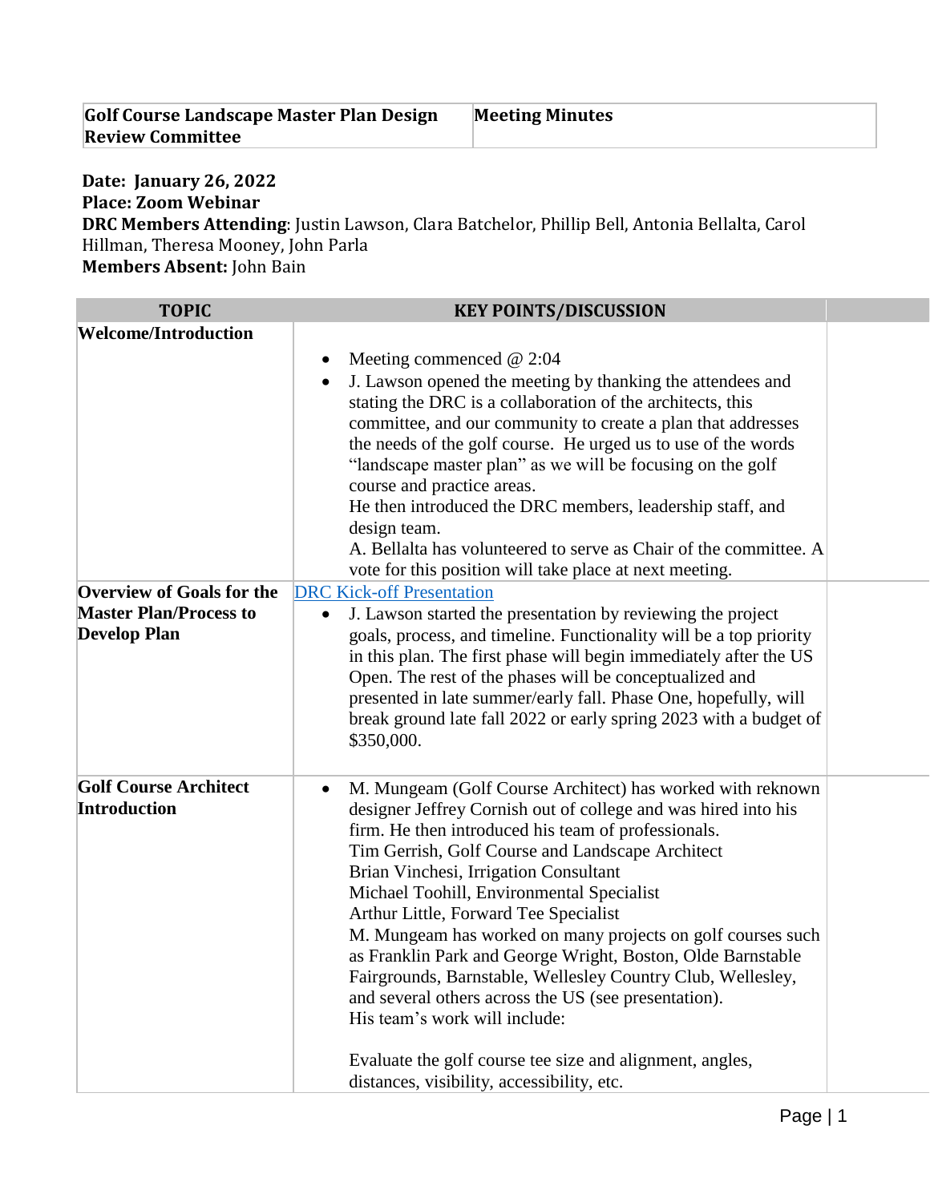| Golf Course Landscape Master Plan Design Review Committee | Meeting Minutes |
|---|---|

**Date: January 26, 2022**
**Place: Zoom Webinar**
**DRC Members Attending**: Justin Lawson, Clara Batchelor, Phillip Bell, Antonia Bellalta, Carol Hillman, Theresa Mooney, John Parla
**Members Absent:** John Bain

| TOPIC | KEY POINTS/DISCUSSION | |
|---|---|---|
| **Welcome/Introduction** | • Meeting commenced @ 2:04<br>• J. Lawson opened the meeting by thanking the attendees and stating the DRC is a collaboration of the architects, this committee, and our community to create a plan that addresses the needs of the golf course. He urged us to use of the words "landscape master plan" as we will be focusing on the golf course and practice areas.<br>He then introduced the DRC members, leadership staff, and design team.<br>A. Bellalta has volunteered to serve as Chair of the committee. A vote for this position will take place at next meeting. | |
| **Overview of Goals for the Master Plan/Process to Develop Plan** | DRC Kick-off Presentation<br>• J. Lawson started the presentation by reviewing the project goals, process, and timeline. Functionality will be a top priority in this plan. The first phase will begin immediately after the US Open. The rest of the phases will be conceptualized and presented in late summer/early fall. Phase One, hopefully, will break ground late fall 2022 or early spring 2023 with a budget of $350,000. | |
| **Golf Course Architect Introduction** | • M. Mungeam (Golf Course Architect) has worked with reknown designer Jeffrey Cornish out of college and was hired into his firm. He then introduced his team of professionals.<br>Tim Gerrish, Golf Course and Landscape Architect<br>Brian Vinchesi, Irrigation Consultant<br>Michael Toohill, Environmental Specialist<br>Arthur Little, Forward Tee Specialist<br>M. Mungeam has worked on many projects on golf courses such as Franklin Park and George Wright, Boston, Olde Barnstable Fairgrounds, Barnstable, Wellesley Country Club, Wellesley, and several others across the US (see presentation).<br>His team's work will include:<br><br>Evaluate the golf course tee size and alignment, angles, distances, visibility, accessibility, etc. | |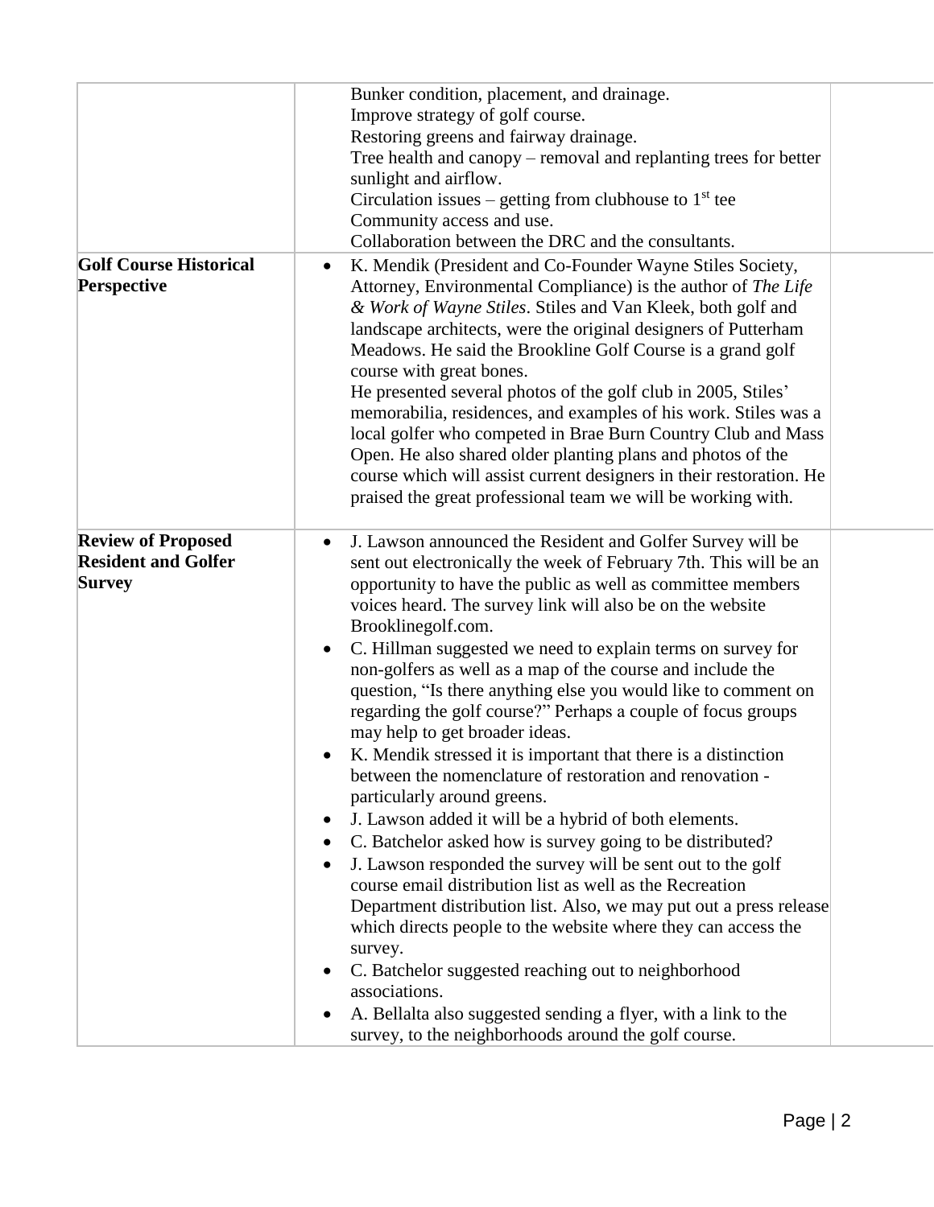| | | |
|---|---|---|
| | Bunker condition, placement, and drainage.<br>Improve strategy of golf course.<br>Restoring greens and fairway drainage.<br>Tree health and canopy – removal and replanting trees for better sunlight and airflow.<br>Circulation issues – getting from clubhouse to 1st tee<br>Community access and use.<br>Collaboration between the DRC and the consultants. | |
| **Golf Course Historical Perspective** | • K. Mendik (President and Co-Founder Wayne Stiles Society, Attorney, Environmental Compliance) is the author of *The Life & Work of Wayne Stiles*. Stiles and Van Kleek, both golf and landscape architects, were the original designers of Putterham Meadows. He said the Brookline Golf Course is a grand golf course with great bones.<br>He presented several photos of the golf club in 2005, Stiles' memorabilia, residences, and examples of his work. Stiles was a local golfer who competed in Brae Burn Country Club and Mass Open. He also shared older planting plans and photos of the course which will assist current designers in their restoration. He praised the great professional team we will be working with. | |
| **Review of Proposed Resident and Golfer Survey** | • J. Lawson announced the Resident and Golfer Survey will be sent out electronically the week of February 7th. This will be an opportunity to have the public as well as committee members voices heard. The survey link will also be on the website Brooklinegolf.com.<br>• C. Hillman suggested we need to explain terms on survey for non-golfers as well as a map of the course and include the question, "Is there anything else you would like to comment on regarding the golf course?" Perhaps a couple of focus groups may help to get broader ideas.<br>• K. Mendik stressed it is important that there is a distinction between the nomenclature of restoration and renovation - particularly around greens.<br>• J. Lawson added it will be a hybrid of both elements.<br>• C. Batchelor asked how is survey going to be distributed?<br>• J. Lawson responded the survey will be sent out to the golf course email distribution list as well as the Recreation Department distribution list. Also, we may put out a press release which directs people to the website where they can access the survey.<br>• C. Batchelor suggested reaching out to neighborhood associations.<br>• A. Bellalta also suggested sending a flyer, with a link to the survey, to the neighborhoods around the golf course. | |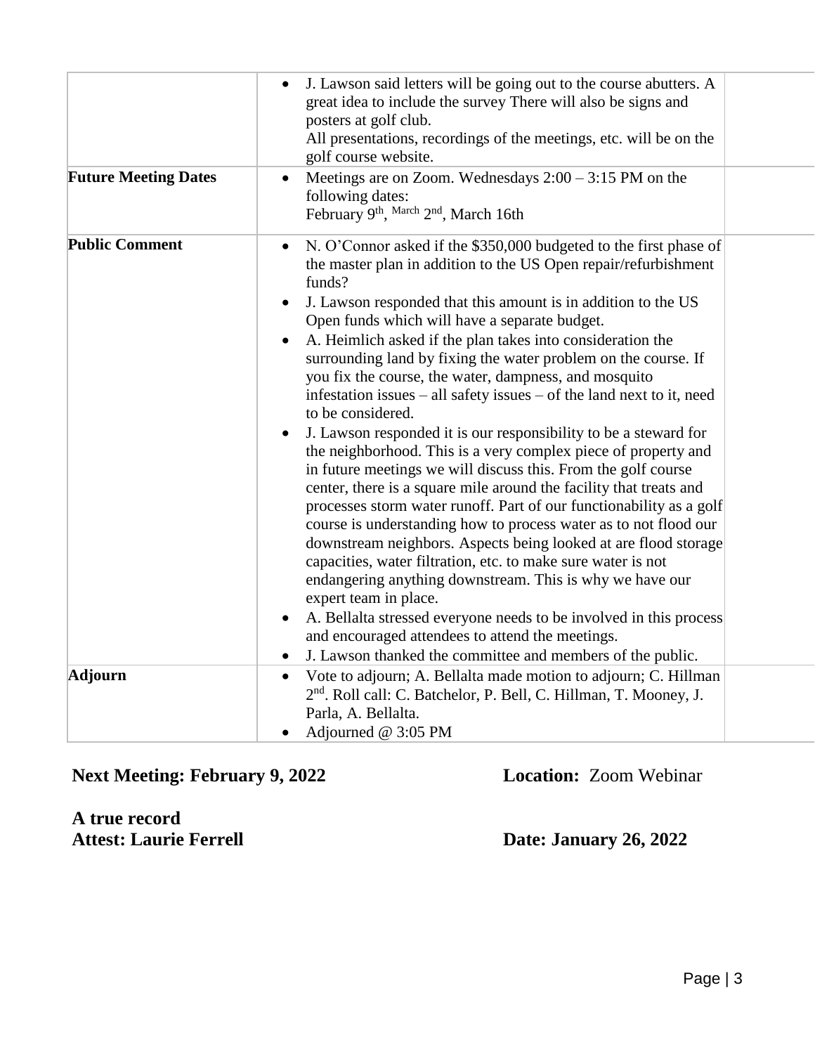| | | |
|---|---|---|
| | • J. Lawson said letters will be going out to the course abutters. A great idea to include the survey There will also be signs and posters at golf club.<br>All presentations, recordings of the meetings, etc. will be on the golf course website. | |
| **Future Meeting Dates** | • Meetings are on Zoom. Wednesdays 2:00 – 3:15 PM on the following dates:<br>February 9th, March 2nd, March 16th | |
| **Public Comment** | • N. O'Connor asked if the $350,000 budgeted to the first phase of the master plan in addition to the US Open repair/refurbishment funds?<br>• J. Lawson responded that this amount is in addition to the US Open funds which will have a separate budget.<br>• A. Heimlich asked if the plan takes into consideration the surrounding land by fixing the water problem on the course. If you fix the course, the water, dampness, and mosquito infestation issues – all safety issues – of the land next to it, need to be considered.<br>• J. Lawson responded it is our responsibility to be a steward for the neighborhood. This is a very complex piece of property and in future meetings we will discuss this. From the golf course center, there is a square mile around the facility that treats and processes storm water runoff. Part of our functionability as a golf course is understanding how to process water as to not flood our downstream neighbors. Aspects being looked at are flood storage capacities, water filtration, etc. to make sure water is not endangering anything downstream. This is why we have our expert team in place.<br>• A. Bellalta stressed everyone needs to be involved in this process and encouraged attendees to attend the meetings.<br>• J. Lawson thanked the committee and members of the public. | |
| **Adjourn** | • Vote to adjourn; A. Bellalta made motion to adjourn; C. Hillman 2nd. Roll call: C. Batchelor, P. Bell, C. Hillman, T. Mooney, J. Parla, A. Bellalta.<br>• Adjourned @ 3:05 PM | |

**Next Meeting: February 9, 2022** **Location:** Zoom Webinar

**A true record**
**Attest: Laurie Ferrell** **Date: January 26, 2022**